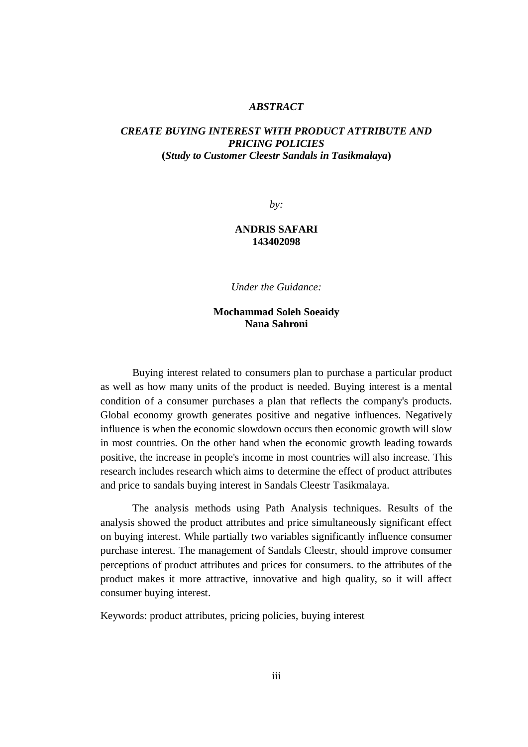# *ABSTRACT*

## *CREATE BUYING INTEREST WITH PRODUCT ATTRIBUTE AND PRICING POLICIES*

**(*Study to Customer Cleestr Sandals in Tasikmalaya*)**

*by:*

**ANDRIS SAFARI**
**143402098**

*Under the Guidance:*

**Mochammad Soleh Soeaidy**
**Nana Sahroni**

Buying interest related to consumers plan to purchase a particular product as well as how many units of the product is needed. Buying interest is a mental condition of a consumer purchases a plan that reflects the company's products. Global economy growth generates positive and negative influences. Negatively influence is when the economic slowdown occurs then economic growth will slow in most countries. On the other hand when the economic growth leading towards positive, the increase in people's income in most countries will also increase. This research includes research which aims to determine the effect of product attributes and price to sandals buying interest in Sandals Cleestr Tasikmalaya.

The analysis methods using Path Analysis techniques. Results of the analysis showed the product attributes and price simultaneously significant effect on buying interest. While partially two variables significantly influence consumer purchase interest. The management of Sandals Cleestr, should improve consumer perceptions of product attributes and prices for consumers. to the attributes of the product makes it more attractive, innovative and high quality, so it will affect consumer buying interest.

Keywords: product attributes, pricing policies, buying interest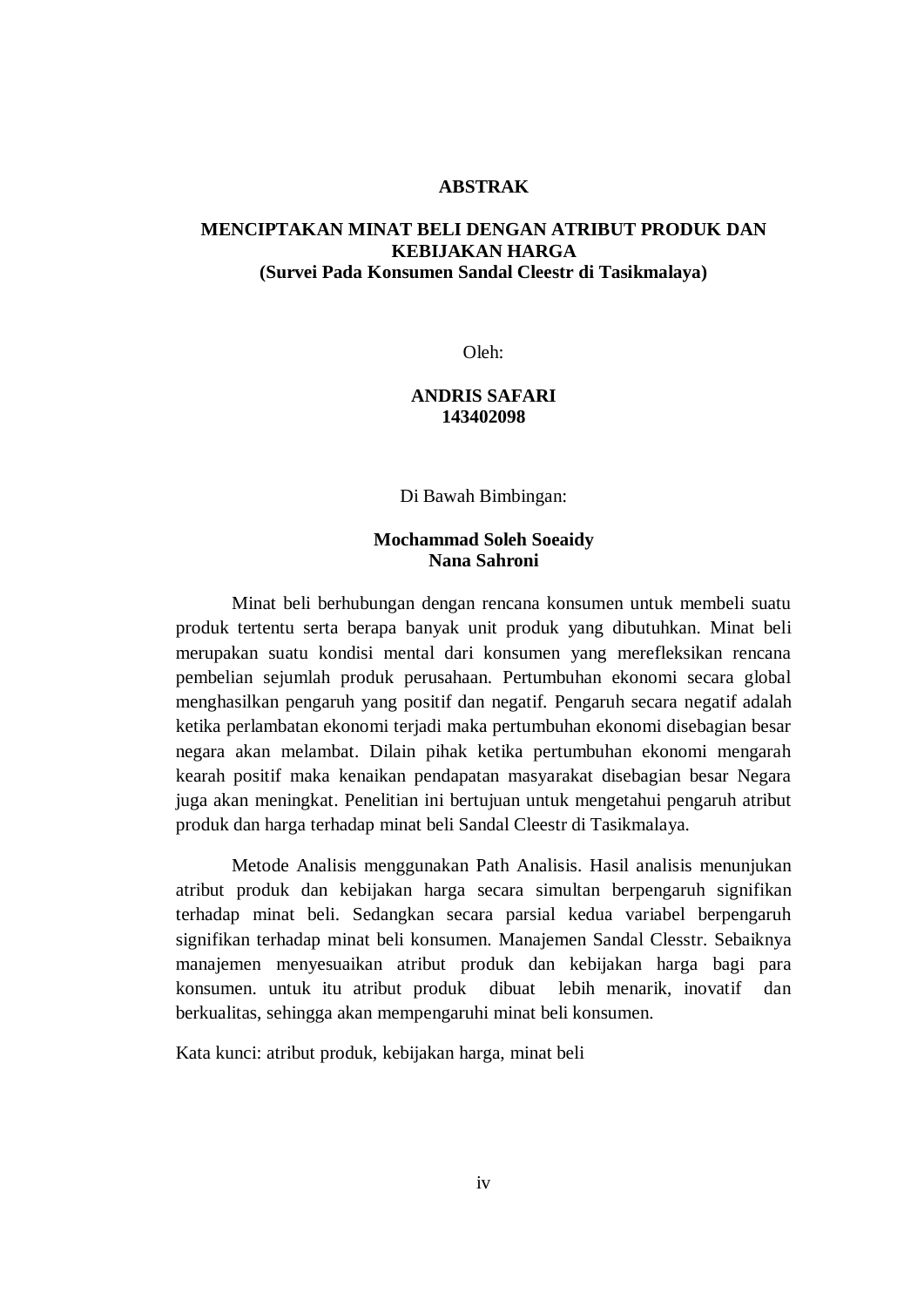# ABSTRAK

## MENCIPTAKAN MINAT BELI DENGAN ATRIBUT PRODUK DAN KEBIJAKAN HARGA
**(Survei Pada Konsumen Sandal Cleestr di Tasikmalaya)**

Oleh:

**ANDRIS SAFARI**
**143402098**

Di Bawah Bimbingan:

**Mochammad Soleh Soeaidy**
**Nana Sahroni**

Minat beli berhubungan dengan rencana konsumen untuk membeli suatu produk tertentu serta berapa banyak unit produk yang dibutuhkan. Minat beli merupakan suatu kondisi mental dari konsumen yang merefleksikan rencana pembelian sejumlah produk perusahaan. Pertumbuhan ekonomi secara global menghasilkan pengaruh yang positif dan negatif. Pengaruh secara negatif adalah ketika perlambatan ekonomi terjadi maka pertumbuhan ekonomi disebagian besar negara akan melambat. Dilain pihak ketika pertumbuhan ekonomi mengarah kearah positif maka kenaikan pendapatan masyarakat disebagian besar Negara juga akan meningkat. Penelitian ini bertujuan untuk mengetahui pengaruh atribut produk dan harga terhadap minat beli Sandal Cleestr di Tasikmalaya.

Metode Analisis menggunakan Path Analisis. Hasil analisis menunjukan atribut produk dan kebijakan harga secara simultan berpengaruh signifikan terhadap minat beli. Sedangkan secara parsial kedua variabel berpengaruh signifikan terhadap minat beli konsumen. Manajemen Sandal Clesstr. Sebaiknya manajemen menyesuaikan atribut produk dan kebijakan harga bagi para konsumen. untuk itu atribut produk dibuat lebih menarik, inovatif dan berkualitas, sehingga akan mempengaruhi minat beli konsumen.

Kata kunci: atribut produk, kebijakan harga, minat beli